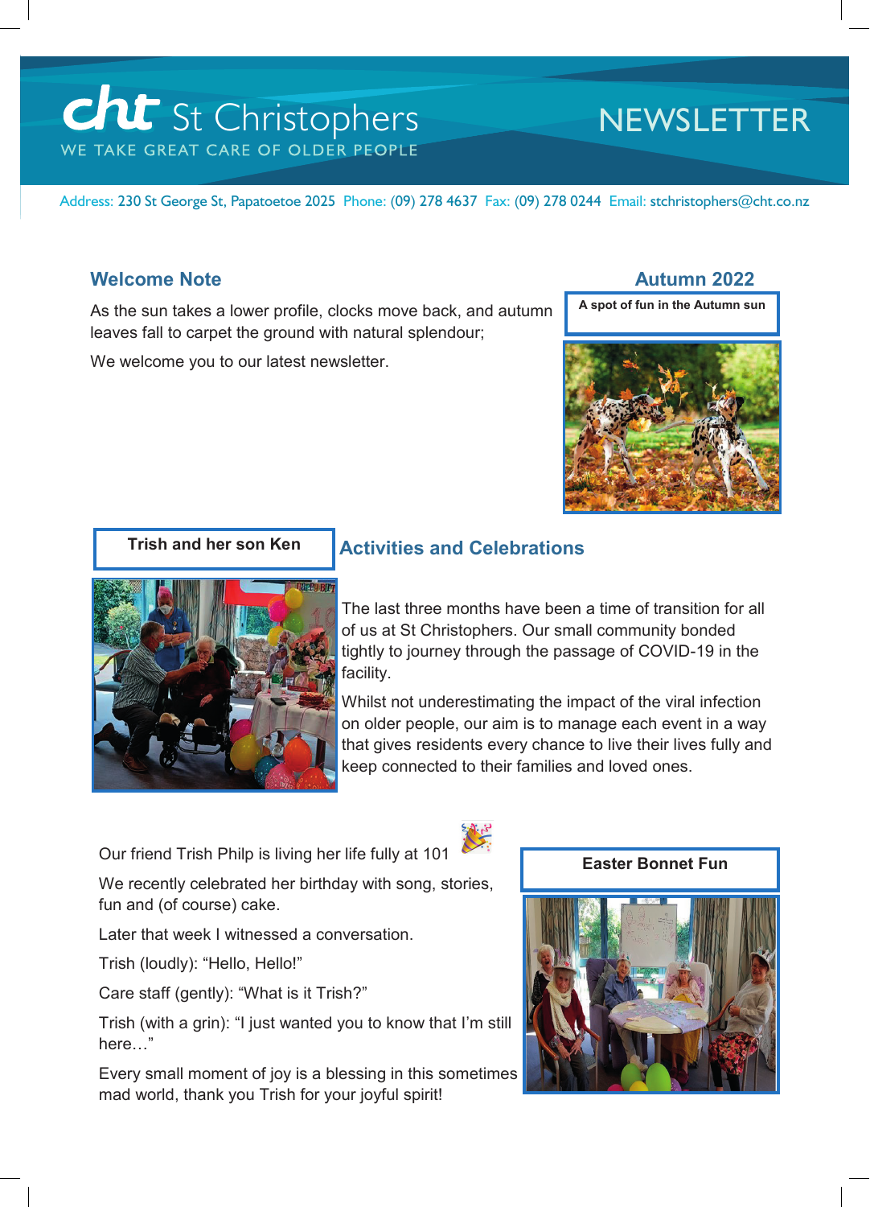# cht St Christophers

WE TAKE GREAT CARE OF OLDER PEOPLE

# NEWSLETTER

Address: 230 St George St, Papatoetoe 2025 Phone: (09) 278 4637 Fax: (09) 278 0244 Email: stchristophers@cht.co.nz

## Autumn 2022

## Welcome Note

As the sun takes a lower profile, clocks move back, and autumn leaves fall to carpet the ground with natural splendour;

We welcome you to our latest newsletter.

**A spot of fun in the Autumn sun**

## Activities and Celebrations

**Trish and her son Ken**

The last three months have been a time of transition for all of us at St Christophers. Our small community bonded tightly to journey through the passage of COVID-19 in the facility.

Whilst not underestimating the impact of the viral infection on older people, our aim is to manage each event in a way that gives residents every chance to live their lives fully and keep connected to their families and loved ones.

Our friend Trish Philp is living her life fully at 101

We recently celebrated her birthday with song, stories, fun and (of course) cake.

Later that week I witnessed a conversation.

Trish (loudly): "Hello, Hello!"

Care staff (gently): "What is it Trish?"

Trish (with a grin): "I just wanted you to know that I'm still here…"

Every small moment of joy is a blessing in this sometimes mad world, thank you Trish for your joyful spirit!

**Easter Bonnet Fun**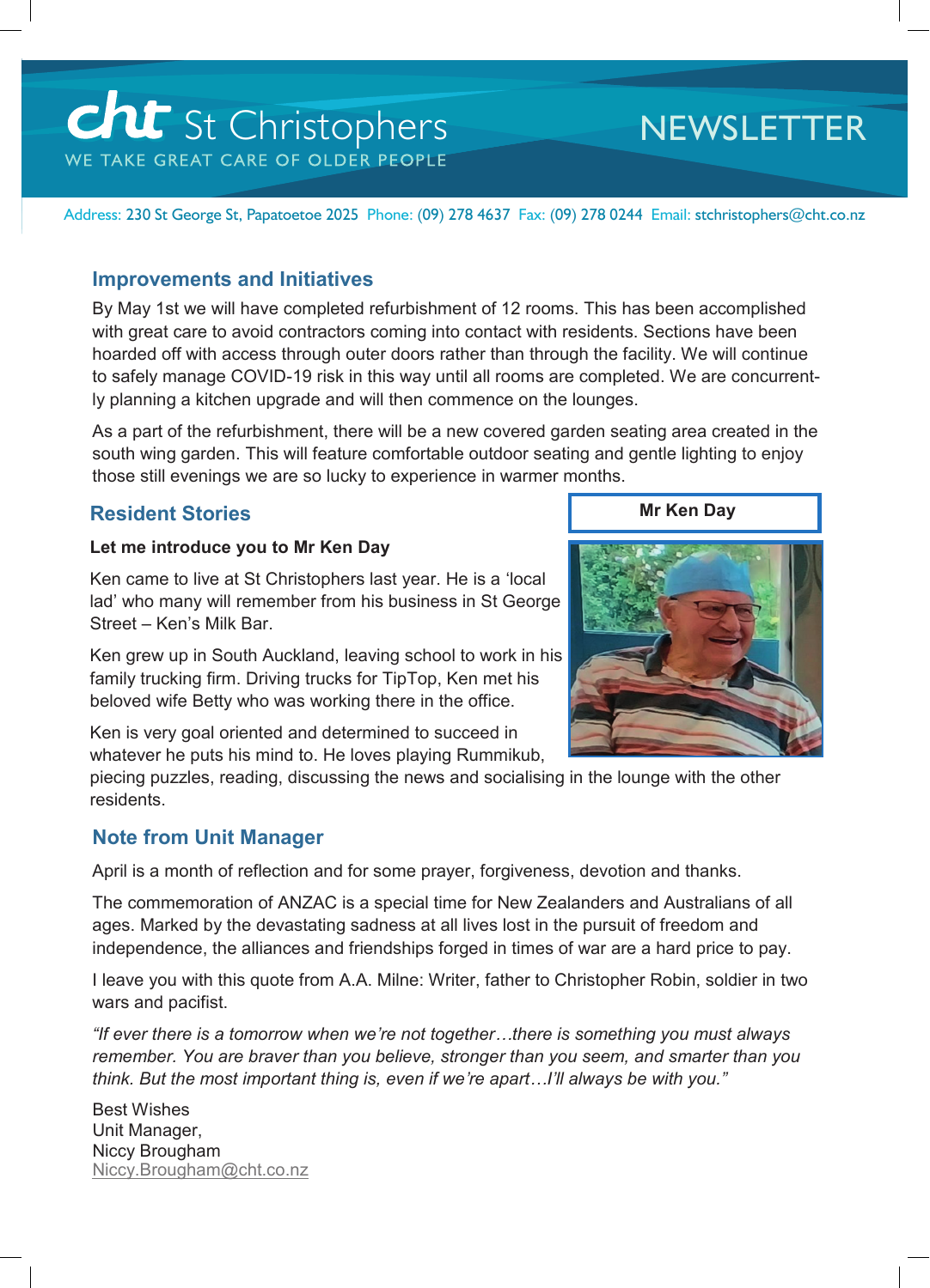# cht St Christophers

WE TAKE GREAT CARE OF OLDER PEOPLE

# NEWSLETTER

Address: 230 St George St, Papatoetoe 2025 Phone: (09) 278 4637 Fax: (09) 278 0244 Email: stchristophers@cht.co.nz

## Improvements and Initiatives

By May 1st we will have completed refurbishment of 12 rooms. This has been accomplished with great care to avoid contractors coming into contact with residents. Sections have been hoarded off with access through outer doors rather than through the facility. We will continue to safely manage COVID-19 risk in this way until all rooms are completed. We are concurrently planning a kitchen upgrade and will then commence on the lounges.

As a part of the refurbishment, there will be a new covered garden seating area created in the south wing garden. This will feature comfortable outdoor seating and gentle lighting to enjoy those still evenings we are so lucky to experience in warmer months.

## Resident Stories

**Let me introduce you to Mr Ken Day**

Ken came to live at St Christophers last year. He is a 'local lad' who many will remember from his business in St George Street – Ken's Milk Bar.

Ken grew up in South Auckland, leaving school to work in his family trucking firm. Driving trucks for TipTop, Ken met his beloved wife Betty who was working there in the office.

Ken is very goal oriented and determined to succeed in whatever he puts his mind to. He loves playing Rummikub, piecing puzzles, reading, discussing the news and socialising in the lounge with the other residents.

**Mr Ken Day**

## Note from Unit Manager

April is a month of reflection and for some prayer, forgiveness, devotion and thanks.

The commemoration of ANZAC is a special time for New Zealanders and Australians of all ages. Marked by the devastating sadness at all lives lost in the pursuit of freedom and independence, the alliances and friendships forged in times of war are a hard price to pay.

I leave you with this quote from A.A. Milne: Writer, father to Christopher Robin, soldier in two wars and pacifist.

*"If ever there is a tomorrow when we're not together…there is something you must always remember. You are braver than you believe, stronger than you seem, and smarter than you think. But the most important thing is, even if we're apart…I'll always be with you."*

Best Wishes
Unit Manager,
Niccy Brougham
Niccy.Brougham@cht.co.nz